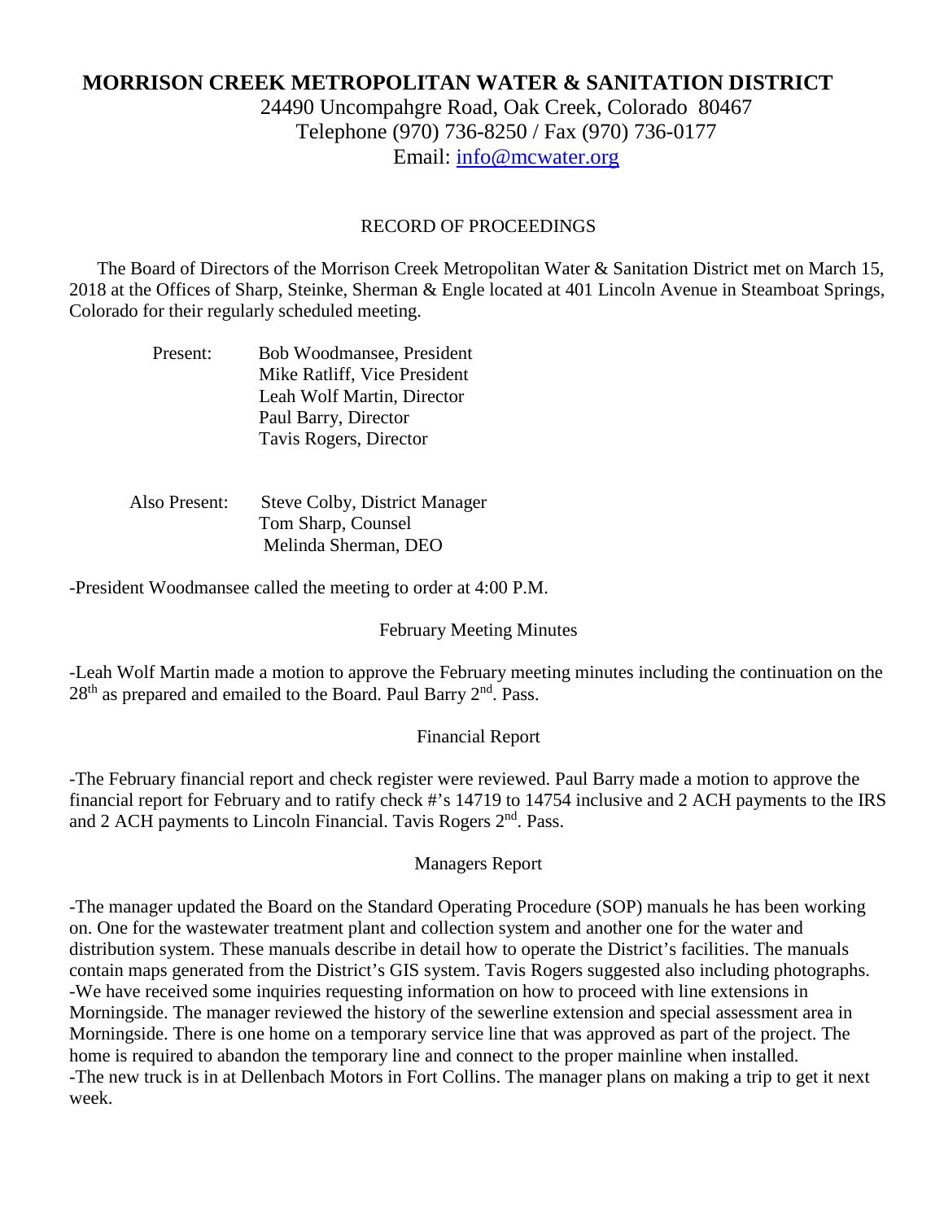# MORRISON CREEK METROPOLITAN WATER & SANITATION DISTRICT

24490 Uncompahgre Road, Oak Creek, Colorado 80467
Telephone (970) 736-8250 / Fax (970) 736-0177
Email: info@mcwater.org

## RECORD OF PROCEEDINGS

The Board of Directors of the Morrison Creek Metropolitan Water & Sanitation District met on March 15, 2018 at the Offices of Sharp, Steinke, Sherman & Engle located at 401 Lincoln Avenue in Steamboat Springs, Colorado for their regularly scheduled meeting.

Present:
- Bob Woodmansee, President
- Mike Ratliff, Vice President
- Leah Wolf Martin, Director
- Paul Barry, Director
- Tavis Rogers, Director

Also Present:
- Steve Colby, District Manager
- Tom Sharp, Counsel
- Melinda Sherman, DEO

-President Woodmansee called the meeting to order at 4:00 P.M.

### February Meeting Minutes

-Leah Wolf Martin made a motion to approve the February meeting minutes including the continuation on the 28th as prepared and emailed to the Board. Paul Barry 2nd. Pass.

### Financial Report

-The February financial report and check register were reviewed. Paul Barry made a motion to approve the financial report for February and to ratify check #'s 14719 to 14754 inclusive and 2 ACH payments to the IRS and 2 ACH payments to Lincoln Financial. Tavis Rogers 2nd. Pass.

### Managers Report

-The manager updated the Board on the Standard Operating Procedure (SOP) manuals he has been working on. One for the wastewater treatment plant and collection system and another one for the water and distribution system. These manuals describe in detail how to operate the District's facilities. The manuals contain maps generated from the District's GIS system. Tavis Rogers suggested also including photographs.
-We have received some inquiries requesting information on how to proceed with line extensions in Morningside. The manager reviewed the history of the sewerline extension and special assessment area in Morningside. There is one home on a temporary service line that was approved as part of the project. The home is required to abandon the temporary line and connect to the proper mainline when installed.
-The new truck is in at Dellenbach Motors in Fort Collins. The manager plans on making a trip to get it next week.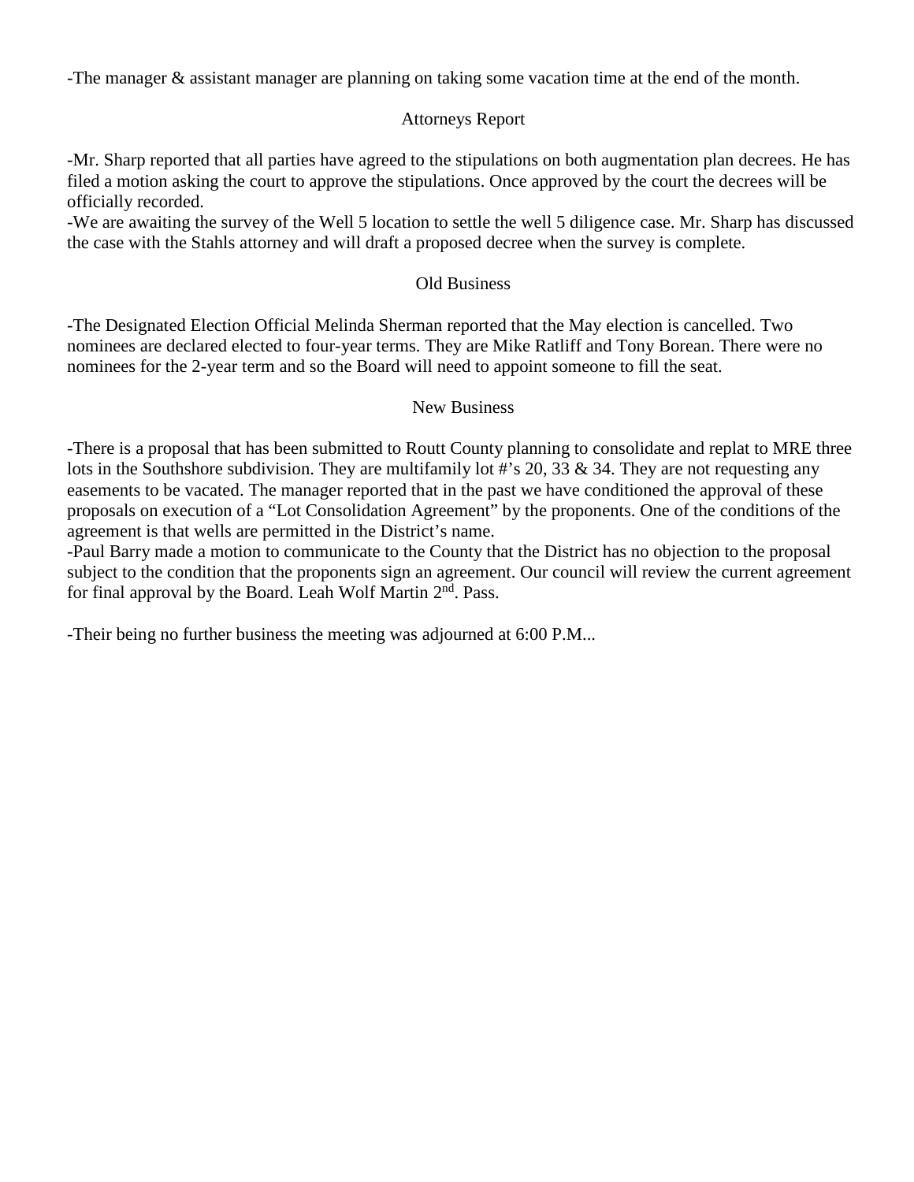-The manager & assistant manager are planning on taking some vacation time at the end of the month.

## Attorneys Report

-Mr. Sharp reported that all parties have agreed to the stipulations on both augmentation plan decrees. He has filed a motion asking the court to approve the stipulations. Once approved by the court the decrees will be officially recorded.
-We are awaiting the survey of the Well 5 location to settle the well 5 diligence case. Mr. Sharp has discussed the case with the Stahls attorney and will draft a proposed decree when the survey is complete.

## Old Business

-The Designated Election Official Melinda Sherman reported that the May election is cancelled. Two nominees are declared elected to four-year terms. They are Mike Ratliff and Tony Borean. There were no nominees for the 2-year term and so the Board will need to appoint someone to fill the seat.

## New Business

-There is a proposal that has been submitted to Routt County planning to consolidate and replat to MRE three lots in the Southshore subdivision. They are multifamily lot #'s 20, 33 & 34. They are not requesting any easements to be vacated. The manager reported that in the past we have conditioned the approval of these proposals on execution of a "Lot Consolidation Agreement" by the proponents. One of the conditions of the agreement is that wells are permitted in the District's name.
-Paul Barry made a motion to communicate to the County that the District has no objection to the proposal subject to the condition that the proponents sign an agreement. Our council will review the current agreement for final approval by the Board. Leah Wolf Martin 2nd. Pass.

-Their being no further business the meeting was adjourned at 6:00 P.M...